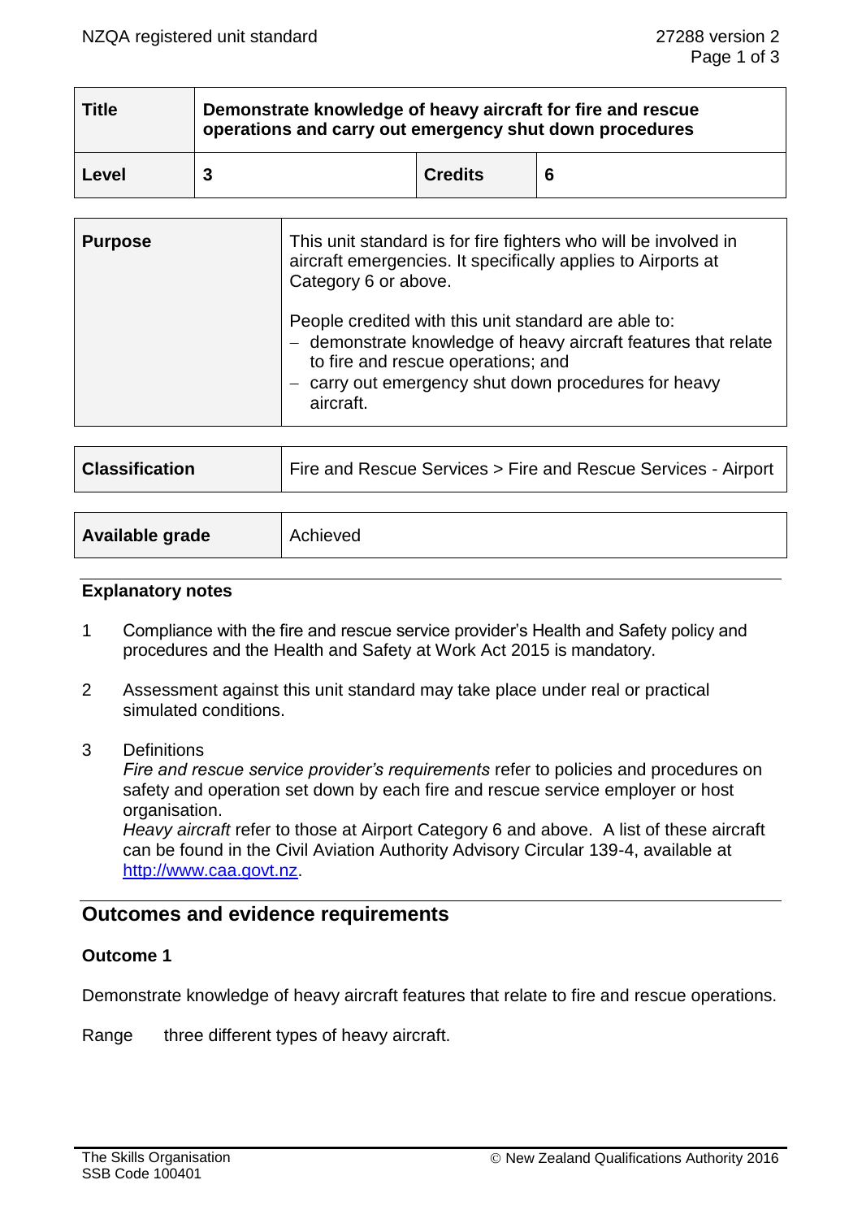| Title | Demonstrate knowledge of heavy aircraft for fire and rescue operations and carry out emergency shut down procedures | | |
|---|---|---|---|
| Level | 3 | Credits | 6 |

| Purpose | This unit standard is for fire fighters who will be involved in aircraft emergencies. It specifically applies to Airports at Category 6 or above. <br><br> People credited with this unit standard are able to: <br> – demonstrate knowledge of heavy aircraft features that relate to fire and rescue operations; and <br> – carry out emergency shut down procedures for heavy aircraft. |
|---|---|

| Classification | Fire and Rescue Services > Fire and Rescue Services - Airport |
|---|---|

| Available grade | Achieved |
|---|---|

### Explanatory notes

1. Compliance with the fire and rescue service provider's Health and Safety policy and procedures and the Health and Safety at Work Act 2015 is mandatory.

2. Assessment against this unit standard may take place under real or practical simulated conditions.

3. Definitions
   *Fire and rescue service provider's requirements* refer to policies and procedures on safety and operation set down by each fire and rescue service employer or host organisation.
   *Heavy aircraft* refer to those at Airport Category 6 and above. A list of these aircraft can be found in the Civil Aviation Authority Advisory Circular 139-4, available at http://www.caa.govt.nz.

## Outcomes and evidence requirements

### Outcome 1

Demonstrate knowledge of heavy aircraft features that relate to fire and rescue operations.

Range three different types of heavy aircraft.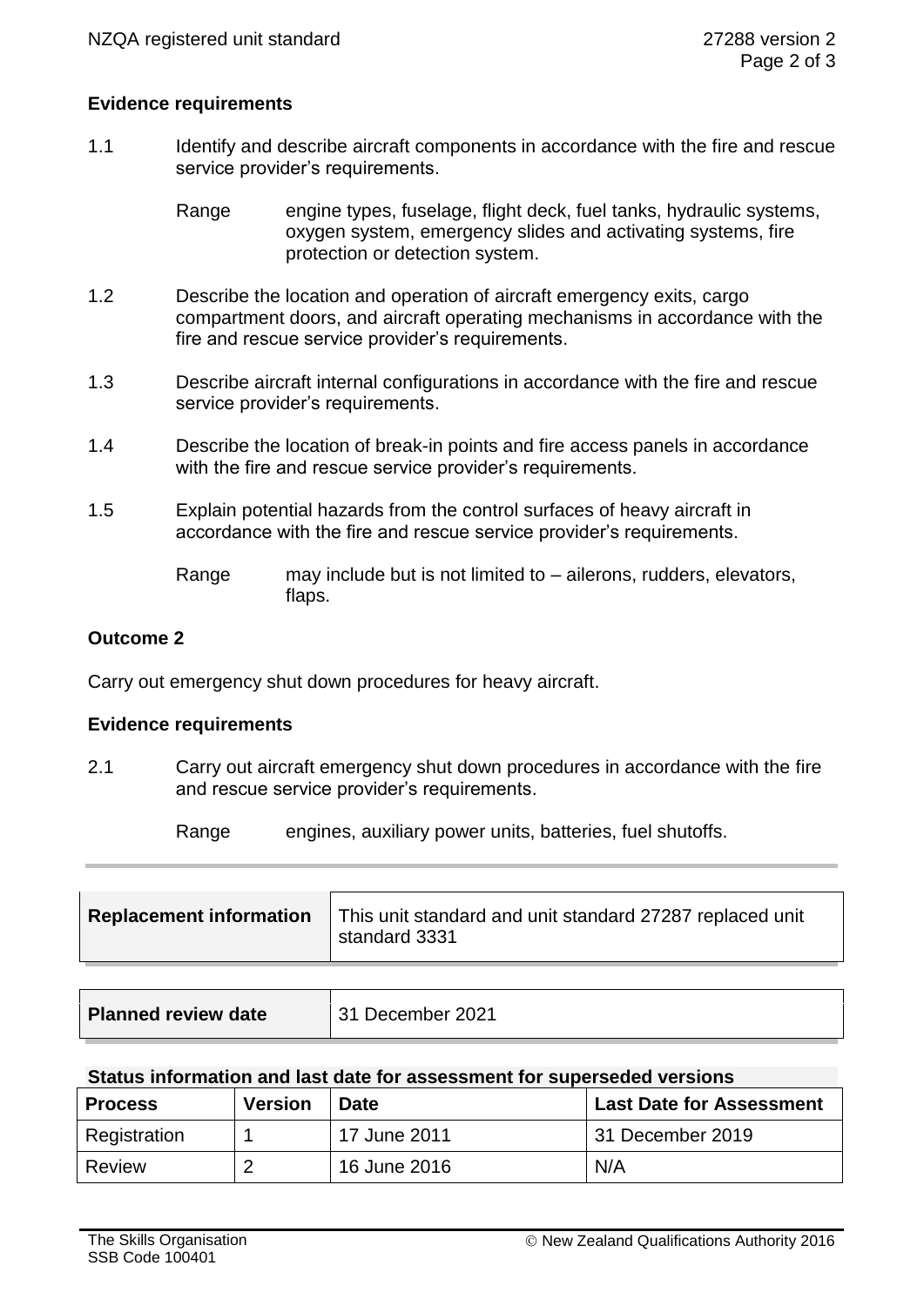**Evidence requirements**

1.1 Identify and describe aircraft components in accordance with the fire and rescue service provider's requirements.

Range engine types, fuselage, flight deck, fuel tanks, hydraulic systems, oxygen system, emergency slides and activating systems, fire protection or detection system.

1.2 Describe the location and operation of aircraft emergency exits, cargo compartment doors, and aircraft operating mechanisms in accordance with the fire and rescue service provider's requirements.

1.3 Describe aircraft internal configurations in accordance with the fire and rescue service provider's requirements.

1.4 Describe the location of break-in points and fire access panels in accordance with the fire and rescue service provider's requirements.

1.5 Explain potential hazards from the control surfaces of heavy aircraft in accordance with the fire and rescue service provider's requirements.

Range may include but is not limited to – ailerons, rudders, elevators, flaps.

**Outcome 2**

Carry out emergency shut down procedures for heavy aircraft.

**Evidence requirements**

2.1 Carry out aircraft emergency shut down procedures in accordance with the fire and rescue service provider's requirements.

Range engines, auxiliary power units, batteries, fuel shutoffs.

| **Replacement information** | This unit standard and unit standard 27287 replaced unit standard 3331 |
|---|---|

| **Planned review date** | 31 December 2021 |
|---|---|

**Status information and last date for assessment for superseded versions**

| Process | Version | Date | Last Date for Assessment |
|---|---|---|---|
| Registration | 1 | 17 June 2011 | 31 December 2019 |
| Review | 2 | 16 June 2016 | N/A |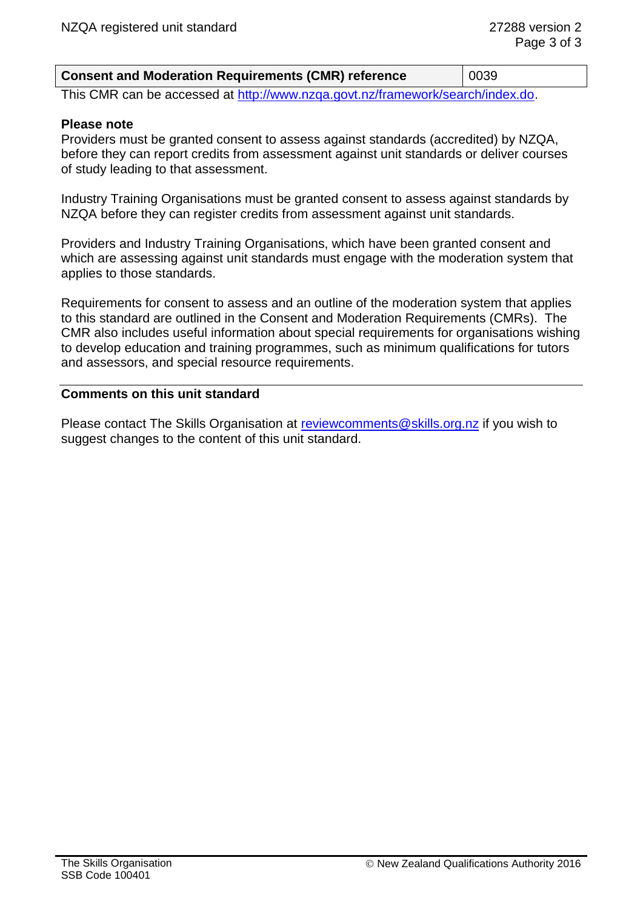| Consent and Moderation Requirements (CMR) reference | 0039 |
| --- | --- |

This CMR can be accessed at http://www.nzqa.govt.nz/framework/search/index.do.

**Please note**

Providers must be granted consent to assess against standards (accredited) by NZQA, before they can report credits from assessment against unit standards or deliver courses of study leading to that assessment.

Industry Training Organisations must be granted consent to assess against standards by NZQA before they can register credits from assessment against unit standards.

Providers and Industry Training Organisations, which have been granted consent and which are assessing against unit standards must engage with the moderation system that applies to those standards.

Requirements for consent to assess and an outline of the moderation system that applies to this standard are outlined in the Consent and Moderation Requirements (CMRs). The CMR also includes useful information about special requirements for organisations wishing to develop education and training programmes, such as minimum qualifications for tutors and assessors, and special resource requirements.

**Comments on this unit standard**

Please contact The Skills Organisation at reviewcomments@skills.org.nz if you wish to suggest changes to the content of this unit standard.